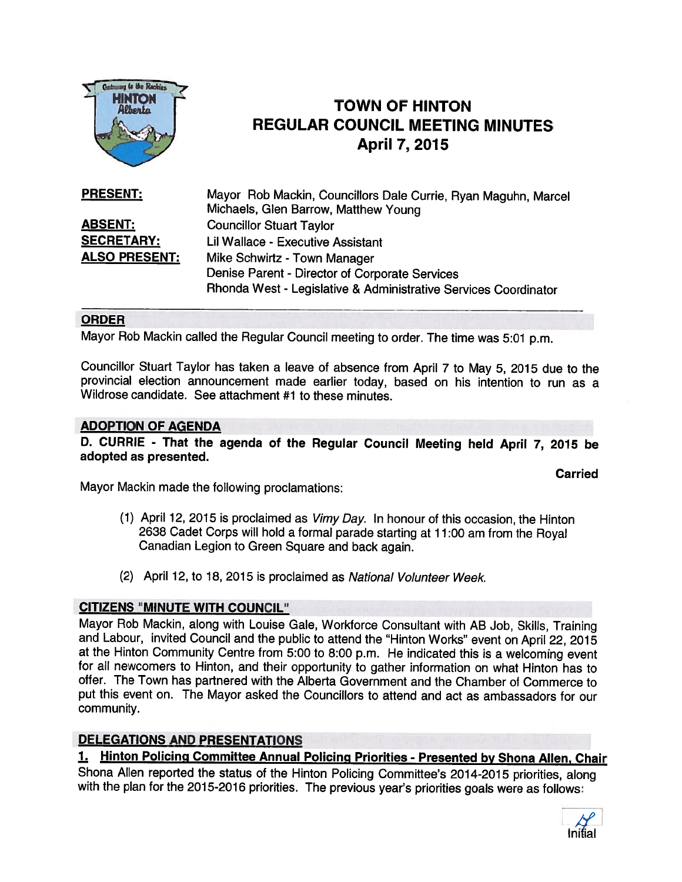# TOWN OF HINTON
# REGULAR COUNCIL MEETING MINUTES
# April 7, 2015

| | |
|---|---|
| **PRESENT:** | Mayor Rob Mackin, Councillors Dale Currie, Ryan Maguhn, Marcel Michaels, Glen Barrow, Matthew Young |
| **ABSENT:** | Councillor Stuart Taylor |
| **SECRETARY:** | Lil Wallace - Executive Assistant |
| **ALSO PRESENT:** | Mike Schwirtz - Town Manager<br>Denise Parent - Director of Corporate Services<br>Rhonda West - Legislative & Administrative Services Coordinator |

## ORDER

Mayor Rob Mackin called the Regular Council meeting to order. The time was 5:01 p.m.

Councillor Stuart Taylor has taken a leave of absence from April 7 to May 5, 2015 due to the provincial election announcement made earlier today, based on his intention to run as a Wildrose candidate. See attachment #1 to these minutes.

## ADOPTION OF AGENDA

**D. CURRIE - That the agenda of the Regular Council Meeting held April 7, 2015 be adopted as presented.**

**Carried**

Mayor Mackin made the following proclamations:

(1) April 12, 2015 is proclaimed as *Vimy Day*. In honour of this occasion, the Hinton 2638 Cadet Corps will hold a formal parade starting at 11:00 am from the Royal Canadian Legion to Green Square and back again.

(2) April 12, to 18, 2015 is proclaimed as *National Volunteer Week*.

## CITIZENS "MINUTE WITH COUNCIL"

Mayor Rob Mackin, along with Louise Gale, Workforce Consultant with AB Job, Skills, Training and Labour, invited Council and the public to attend the "Hinton Works" event on April 22, 2015 at the Hinton Community Centre from 5:00 to 8:00 p.m. He indicated this is a welcoming event for all newcomers to Hinton, and their opportunity to gather information on what Hinton has to offer. The Town has partnered with the Alberta Government and the Chamber of Commerce to put this event on. The Mayor asked the Councillors to attend and act as ambassadors for our community.

## DELEGATIONS AND PRESENTATIONS

### 1. Hinton Policing Committee Annual Policing Priorities - Presented by Shona Allen, Chair

Shona Allen reported the status of the Hinton Policing Committee's 2014-2015 priorities, along with the plan for the 2015-2016 priorities. The previous year's priorities goals were as follows: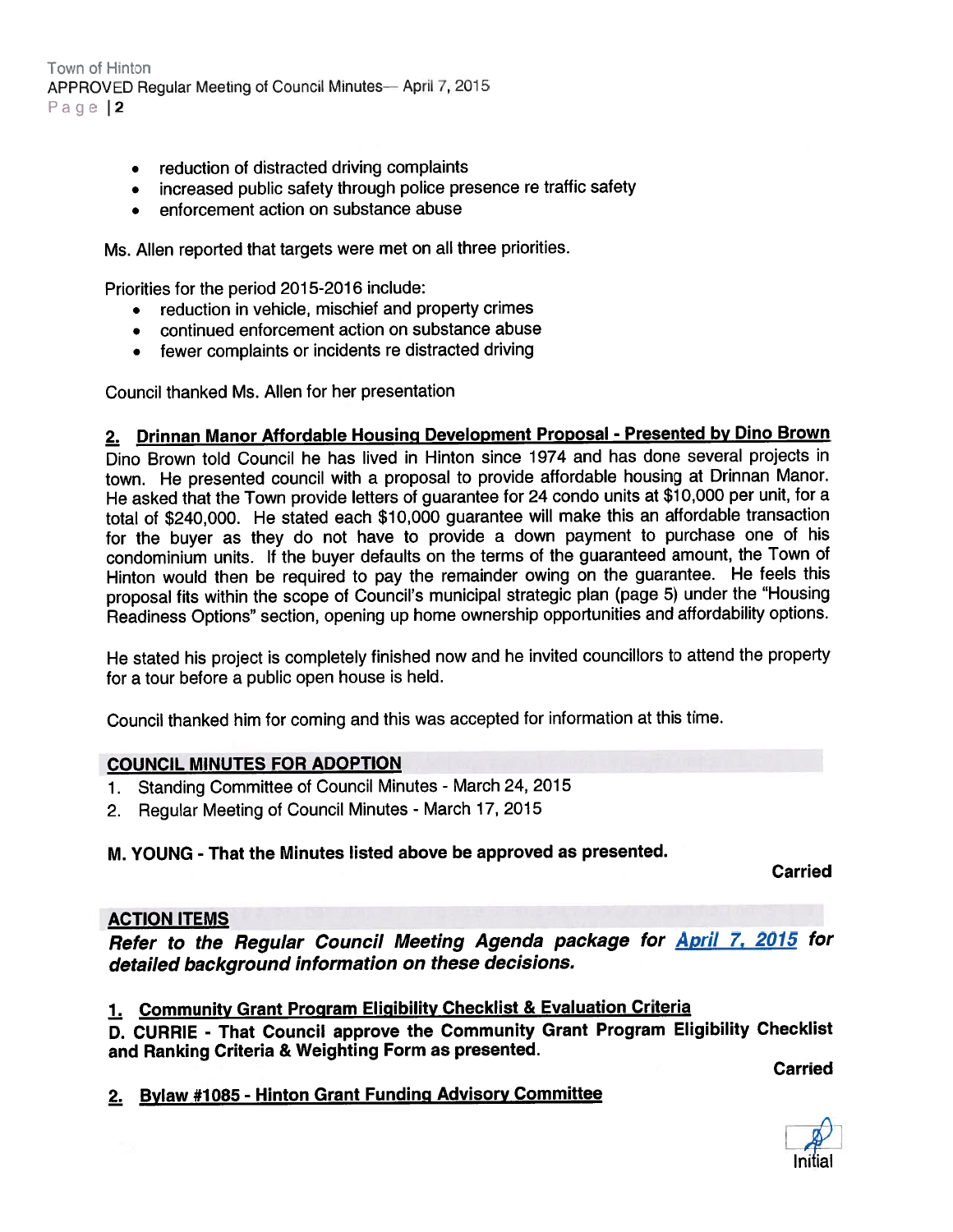- reduction of distracted driving complaints
- increased public safety through police presence re traffic safety
- enforcement action on substance abuse

Ms. Allen reported that targets were met on all three priorities.

Priorities for the period 2015-2016 include:

- reduction in vehicle, mischief and property crimes
- continued enforcement action on substance abuse
- fewer complaints or incidents re distracted driving

Council thanked Ms. Allen for her presentation

**2. Drinnan Manor Affordable Housing Development Proposal - Presented by Dino Brown**

Dino Brown told Council he has lived in Hinton since 1974 and has done several projects in town. He presented council with a proposal to provide affordable housing at Drinnan Manor. He asked that the Town provide letters of guarantee for 24 condo units at $10,000 per unit, for a total of $240,000. He stated each $10,000 guarantee will make this an affordable transaction for the buyer as they do not have to provide a down payment to purchase one of his condominium units. If the buyer defaults on the terms of the guaranteed amount, the Town of Hinton would then be required to pay the remainder owing on the guarantee. He feels this proposal fits within the scope of Council's municipal strategic plan (page 5) under the "Housing Readiness Options" section, opening up home ownership opportunities and affordability options.

He stated his project is completely finished now and he invited councillors to attend the property for a tour before a public open house is held.

Council thanked him for coming and this was accepted for information at this time.

## COUNCIL MINUTES FOR ADOPTION

1. Standing Committee of Council Minutes - March 24, 2015
2. Regular Meeting of Council Minutes - March 17, 2015

**M. YOUNG - That the Minutes listed above be approved as presented.**

**Carried**

## ACTION ITEMS

***Refer to the Regular Council Meeting Agenda package for April 7, 2015 for detailed background information on these decisions.***

**1. Community Grant Program Eligibility Checklist & Evaluation Criteria**

**D. CURRIE - That Council approve the Community Grant Program Eligibility Checklist and Ranking Criteria & Weighting Form as presented.**

**Carried**

**2. Bylaw #1085 - Hinton Grant Funding Advisory Committee**

Initial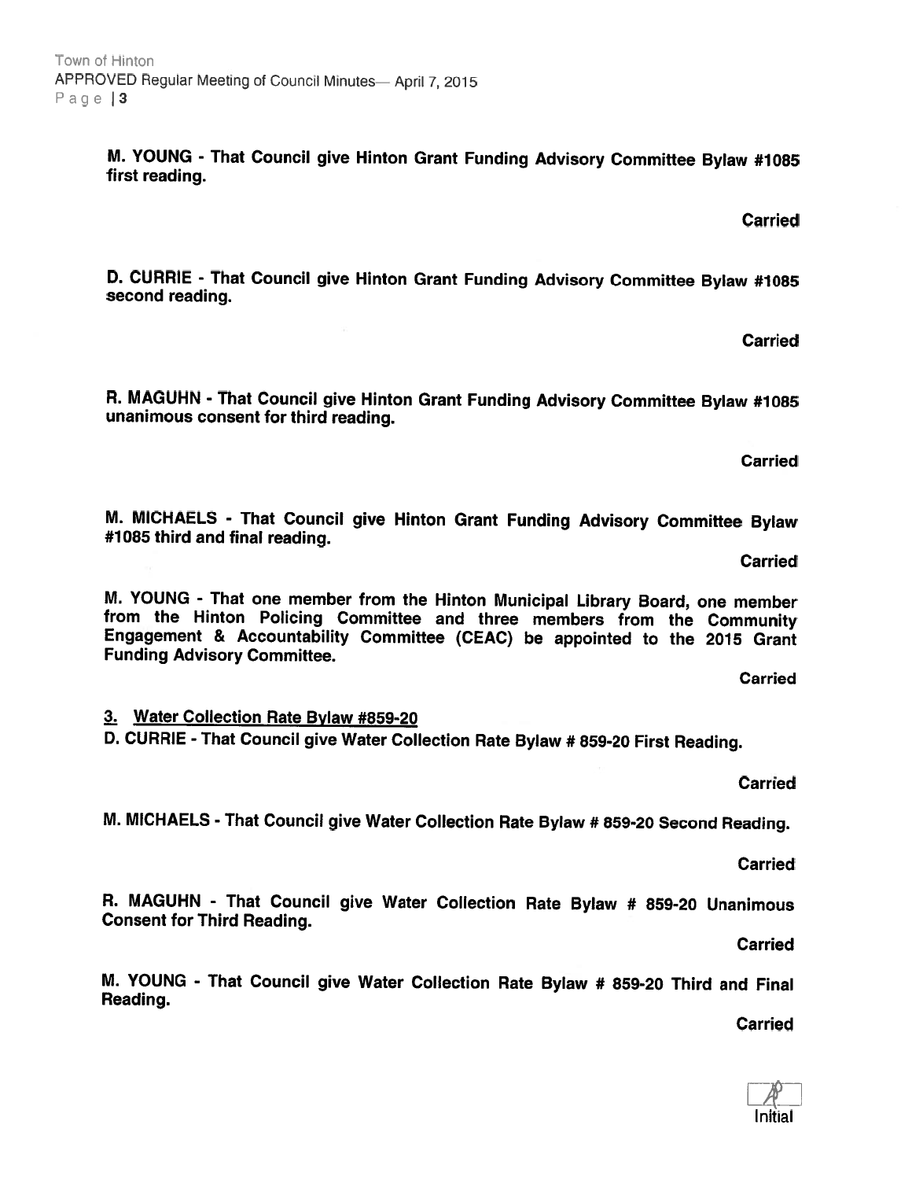**M. YOUNG - That Council give Hinton Grant Funding Advisory Committee Bylaw #1085 first reading.**

**Carried**

**D. CURRIE - That Council give Hinton Grant Funding Advisory Committee Bylaw #1085 second reading.**

**Carried**

**R. MAGUHN - That Council give Hinton Grant Funding Advisory Committee Bylaw #1085 unanimous consent for third reading.**

**Carried**

**M. MICHAELS - That Council give Hinton Grant Funding Advisory Committee Bylaw #1085 third and final reading.**

**Carried**

**M. YOUNG - That one member from the Hinton Municipal Library Board, one member from the Hinton Policing Committee and three members from the Community Engagement & Accountability Committee (CEAC) be appointed to the 2015 Grant Funding Advisory Committee.**

**Carried**

**3. Water Collection Rate Bylaw #859-20**

**D. CURRIE - That Council give Water Collection Rate Bylaw # 859-20 First Reading.**

**Carried**

**M. MICHAELS - That Council give Water Collection Rate Bylaw # 859-20 Second Reading.**

**Carried**

**R. MAGUHN - That Council give Water Collection Rate Bylaw # 859-20 Unanimous Consent for Third Reading.**

**Carried**

**M. YOUNG - That Council give Water Collection Rate Bylaw # 859-20 Third and Final Reading.**

**Carried**

Initial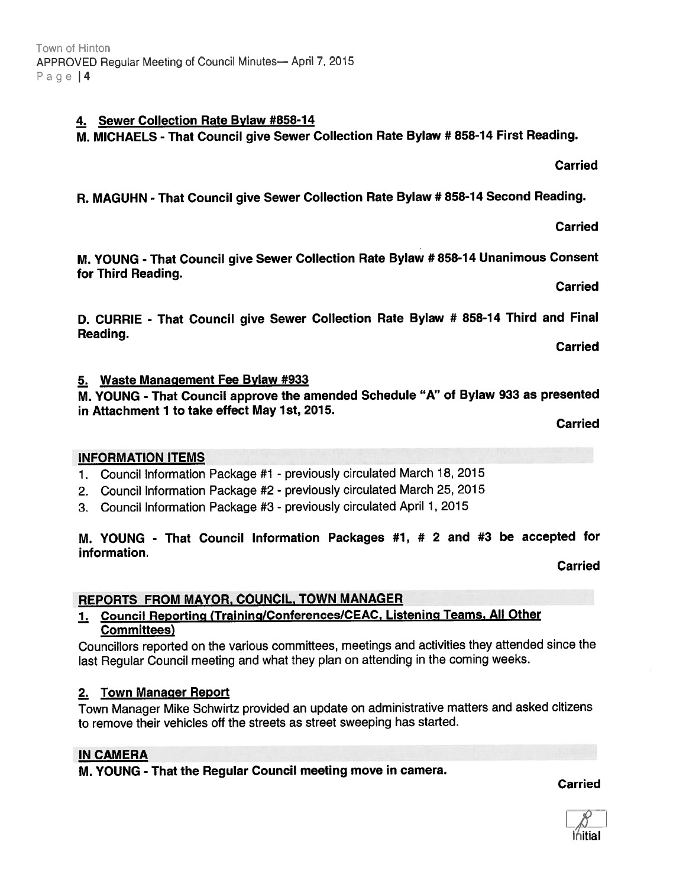4. **Sewer Collection Rate Bylaw #858-14**

**M. MICHAELS - That Council give Sewer Collection Rate Bylaw # 858-14 First Reading.**

**Carried**

**R. MAGUHN - That Council give Sewer Collection Rate Bylaw # 858-14 Second Reading.**

**Carried**

**M. YOUNG - That Council give Sewer Collection Rate Bylaw # 858-14 Unanimous Consent for Third Reading.**

**Carried**

**D. CURRIE - That Council give Sewer Collection Rate Bylaw # 858-14 Third and Final Reading.**

**Carried**

5. **Waste Management Fee Bylaw #933**

**M. YOUNG - That Council approve the amended Schedule "A" of Bylaw 933 as presented in Attachment 1 to take effect May 1st, 2015.**

**Carried**

## INFORMATION ITEMS

1. Council Information Package #1 - previously circulated March 18, 2015
2. Council Information Package #2 - previously circulated March 25, 2015
3. Council Information Package #3 - previously circulated April 1, 2015

**M. YOUNG - That Council Information Packages #1, # 2 and #3 be accepted for information.**

**Carried**

## REPORTS FROM MAYOR, COUNCIL, TOWN MANAGER

1. **Council Reporting (Training/Conferences/CEAC, Listening Teams, All Other Committees)**

Councillors reported on the various committees, meetings and activities they attended since the last Regular Council meeting and what they plan on attending in the coming weeks.

2. **Town Manager Report**

Town Manager Mike Schwirtz provided an update on administrative matters and asked citizens to remove their vehicles off the streets as street sweeping has started.

## IN CAMERA

**M. YOUNG - That the Regular Council meeting move in camera.**

**Carried**

Initial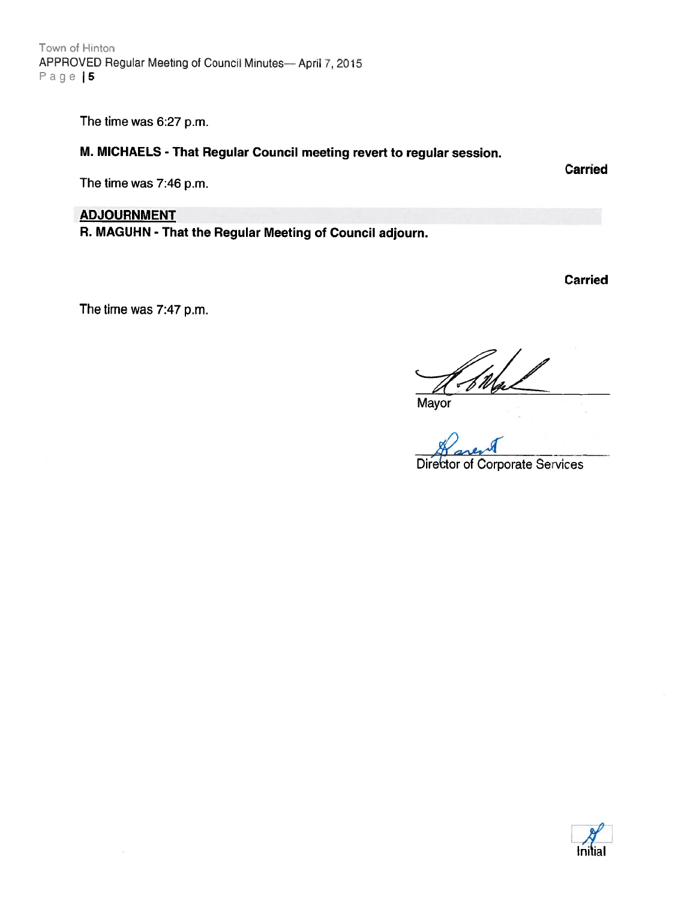The time was 6:27 p.m.

**M. MICHAELS - That Regular Council meeting revert to regular session.**

**Carried**

The time was 7:46 p.m.

## ADJOURNMENT

**R. MAGUHN - That the Regular Meeting of Council adjourn.**

**Carried**

The time was 7:47 p.m.

Mayor

Director of Corporate Services

Initial